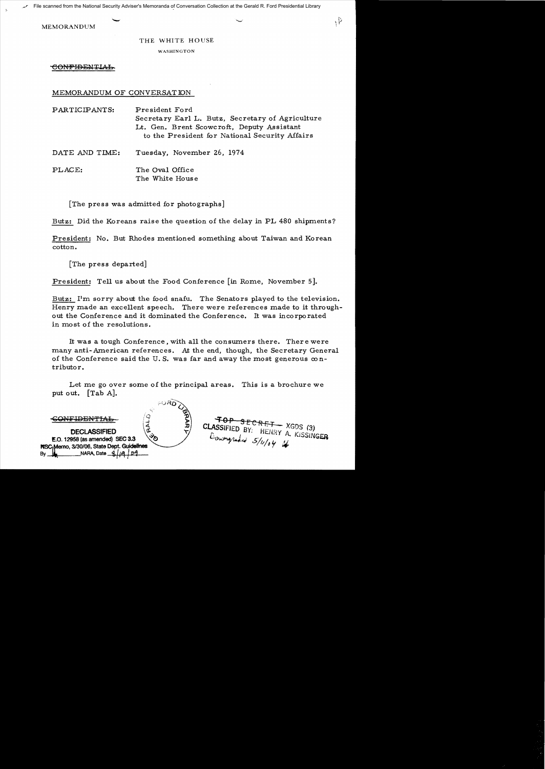File scanned from the National Security Adviser's Memoranda of Conversation Collection at the Gerald R. Ford Presidential Library

MEMORANDUM

THE WHITE HOUSE

WASHINGTON

~~CONFIDENTIAL~~

MEMORANDUM OF CONVERSATION

PARTICIPANTS: President Ford
Secretary Earl L. Butz, Secretary of Agriculture
Lt. Gen. Brent Scowcroft, Deputy Assistant to the President for National Security Affairs

DATE AND TIME: Tuesday, November 26, 1974

PLACE: The Oval Office
The White House

[The press was admitted for photographs]

Butz: Did the Koreans raise the question of the delay in PL 480 shipments?

President: No. But Rhodes mentioned something about Taiwan and Korean cotton.

[The press departed]

President: Tell us about the Food Conference [in Rome, November 5].

Butz: I'm sorry about the food snafu. The Senators played to the television. Henry made an excellent speech. There were references made to it throughout the Conference and it dominated the Conference. It was incorporated in most of the resolutions.

It was a tough Conference, with all the consumers there. There were many anti-American references. At the end, though, the Secretary General of the Conference said the U.S. was far and away the most generous contributor.

Let me go over some of the principal areas. This is a brochure we put out. [Tab A].

~~CONFIDENTIAL~~

DECLASSIFIED
E.O. 12958 (as amended) SEC 3.3
NSC Memo, 3/30/06, State Dept. Guidelines
By ___ NARA, Date 8/19/09

~~TOP SECRET~~ XGDS (3)
CLASSIFIED BY: HENRY A. KISSINGER
Downgraded 5/1/04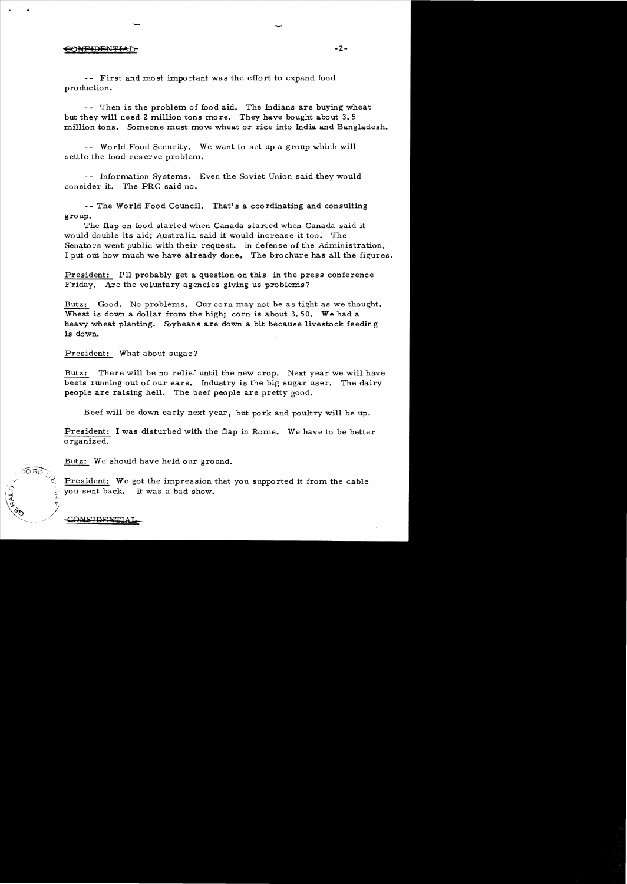CONFIDENTIAL

-- First and most important was the effort to expand food production.

-- Then is the problem of food aid. The Indians are buying wheat but they will need 2 million tons more. They have bought about 3.5 million tons. Someone must move wheat or rice into India and Bangladesh.

-- World Food Security. We want to set up a group which will settle the food reserve problem.

-- Information Systems. Even the Soviet Union said they would consider it. The PRC said no.

-- The World Food Council. That's a coordinating and consulting group.

The flap on food started when Canada started when Canada said it would double its aid; Australia said it would increase it too. The Senators went public with their request. In defense of the Administration, I put out how much we have already done. The brochure has all the figures.

President: I'll probably get a question on this in the press conference Friday. Are the voluntary agencies giving us problems?

Butz: Good. No problems. Our corn may not be as tight as we thought. Wheat is down a dollar from the high; corn is about 3.50. We had a heavy wheat planting. Soybeans are down a bit because livestock feeding is down.

President: What about sugar?

Butz: There will be no relief until the new crop. Next year we will have beets running out of our ears. Industry is the big sugar user. The dairy people are raising hell. The beef people are pretty good.

Beef will be down early next year, but pork and poultry will be up.

President: I was disturbed with the flap in Rome. We have to be better organized.

Butz: We should have held our ground.

President: We got the impression that you supported it from the cable you sent back. It was a bad show.

CONFIDENTIAL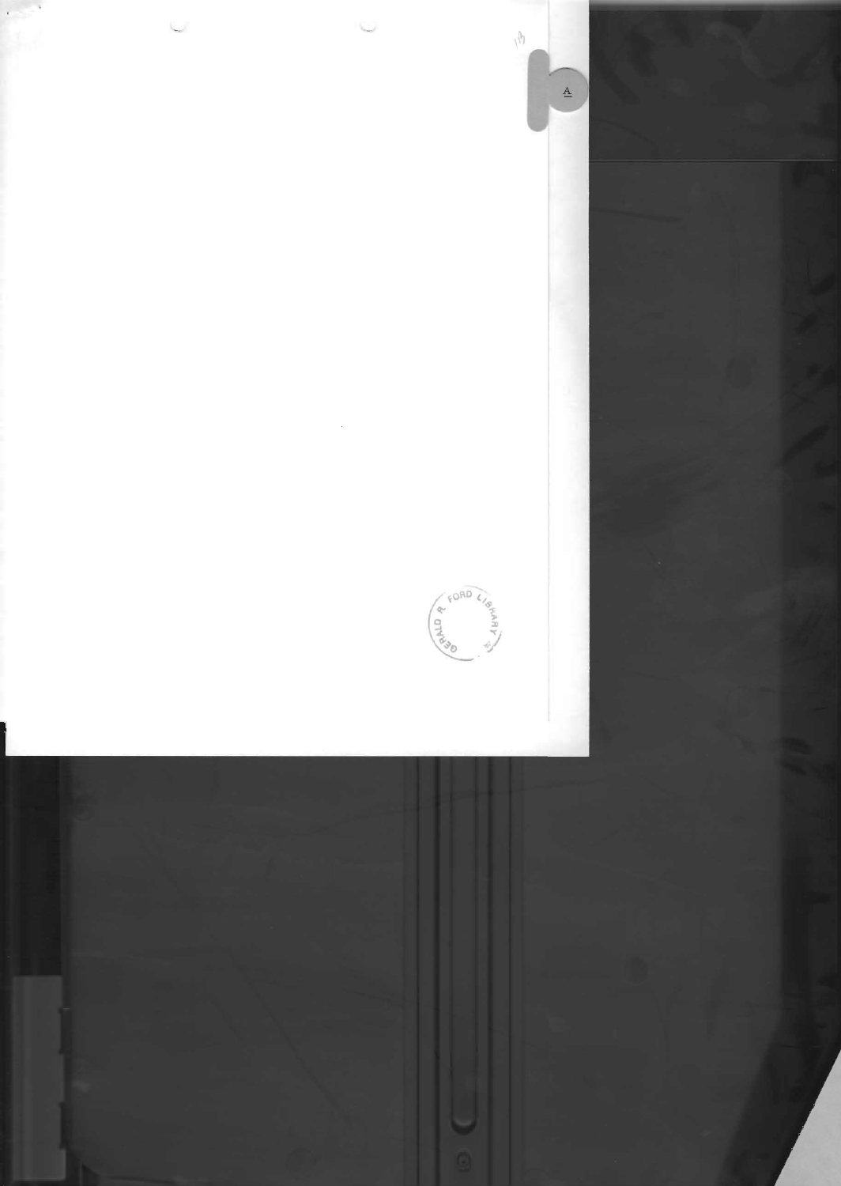A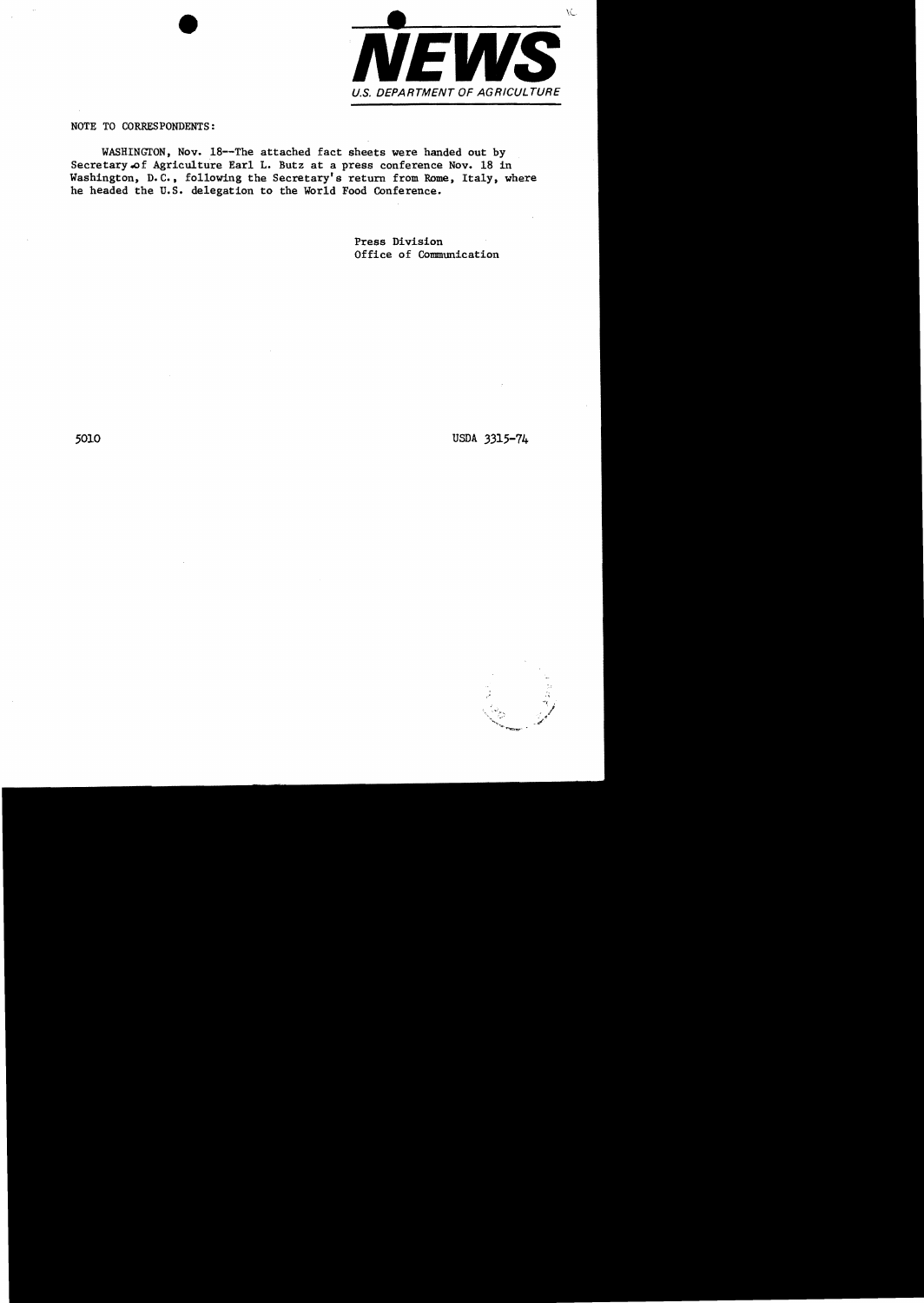# NEWS

U.S. DEPARTMENT OF AGRICULTURE

NOTE TO CORRESPONDENTS:

WASHINGTON, Nov. 18--The attached fact sheets were handed out by Secretary of Agriculture Earl L. Butz at a press conference Nov. 18 in Washington, D.C., following the Secretary's return from Rome, Italy, where he headed the U.S. delegation to the World Food Conference.

Press Division
Office of Communication

5010

USDA 3315-74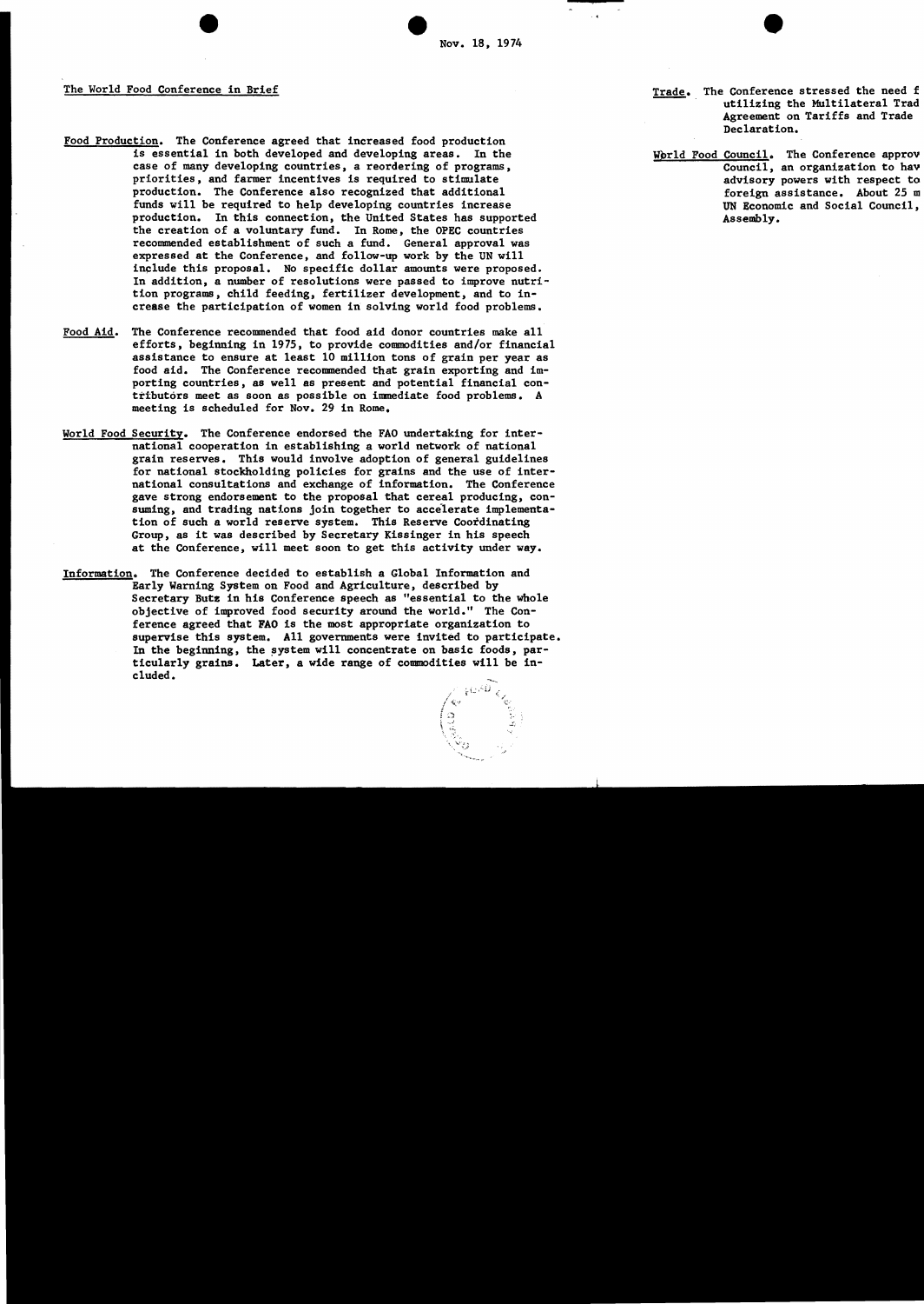Nov. 18, 1974

## The World Food Conference in Brief

**Food Production.** The Conference agreed that increased food production is essential in both developed and developing areas. In the case of many developing countries, a reordering of programs, priorities, and farmer incentives is required to stimulate production. The Conference also recognized that additional funds will be required to help developing countries increase production. In this connection, the United States has supported the creation of a voluntary fund. In Rome, the OPEC countries recommended establishment of such a fund. General approval was expressed at the Conference, and follow-up work by the UN will include this proposal. No specific dollar amounts were proposed. In addition, a number of resolutions were passed to improve nutrition programs, child feeding, fertilizer development, and to increase the participation of women in solving world food problems.

**Food Aid.** The Conference recommended that food aid donor countries make all efforts, beginning in 1975, to provide commodities and/or financial assistance to ensure at least 10 million tons of grain per year as food aid. The Conference recommended that grain exporting and importing countries, as well as present and potential financial contributors meet as soon as possible on immediate food problems. A meeting is scheduled for Nov. 29 in Rome.

**World Food Security.** The Conference endorsed the FAO undertaking for international cooperation in establishing a world network of national grain reserves. This would involve adoption of general guidelines for national stockholding policies for grains and the use of international consultations and exchange of information. The Conference gave strong endorsement to the proposal that cereal producing, consuming, and trading nations join together to accelerate implementation of such a world reserve system. This Reserve Coordinating Group, as it was described by Secretary Kissinger in his speech at the Conference, will meet soon to get this activity under way.

**Information.** The Conference decided to establish a Global Information and Early Warning System on Food and Agriculture, described by Secretary Butz in his Conference speech as "essential to the whole objective of improved food security around the world." The Conference agreed that FAO is the most appropriate organization to supervise this system. All governments were invited to participate. In the beginning, the system will concentrate on basic foods, particularly grains. Later, a wide range of commodities will be included.

**Trade.** The Conference stressed the need f utilizing the Multilateral Trad Agreement on Tariffs and Trade Declaration.

**World Food Council.** The Conference approv Council, an organization to hav advisory powers with respect to foreign assistance. About 25 m UN Economic and Social Council, Assembly.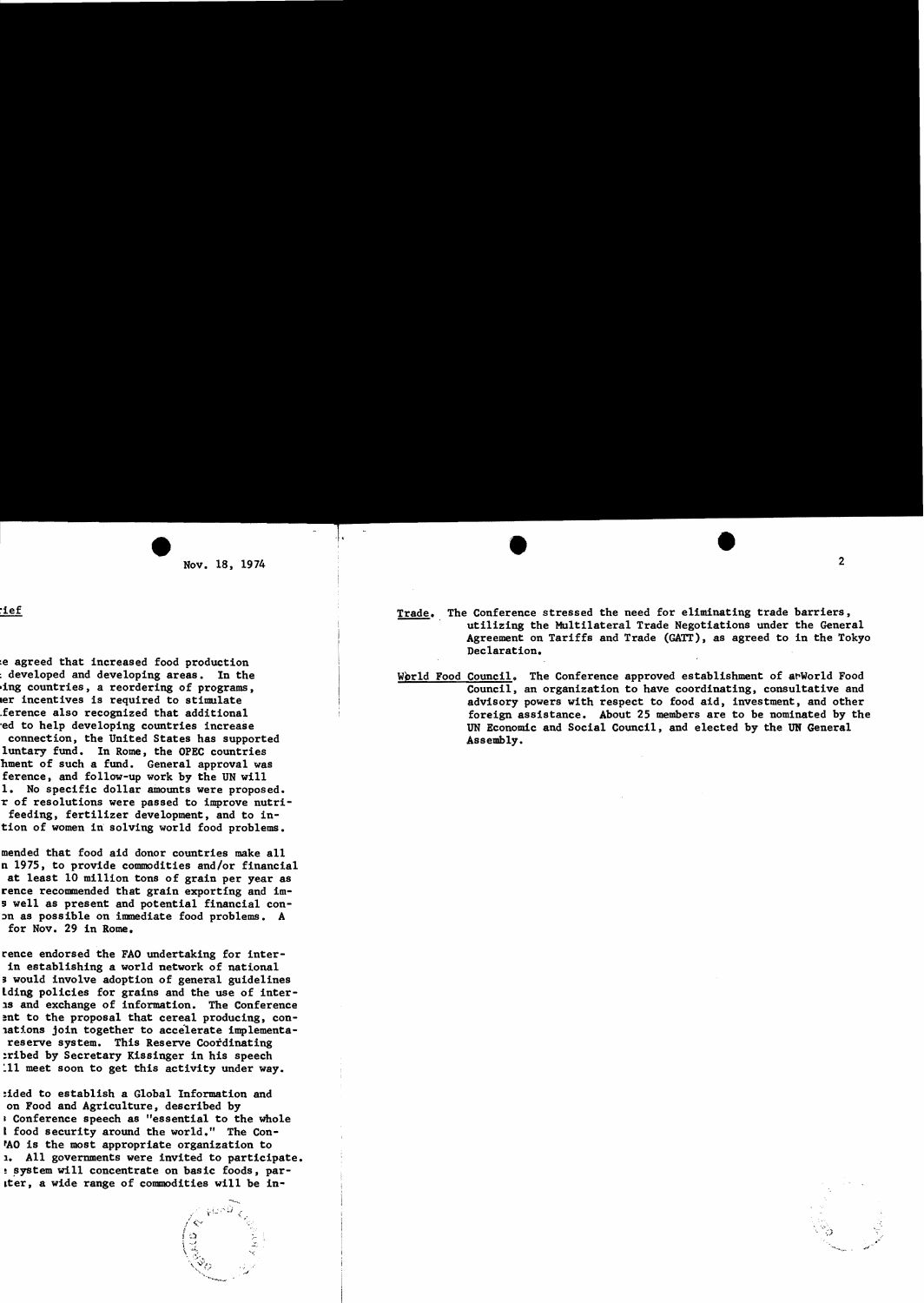Nov. 18, 1974

ief

e agreed that increased food production
developed and developing areas. In the
ing countries, a reordering of programs,
er incentives is required to stimulate
ference also recognized that additional
ed to help developing countries increase
connection, the United States has supported
luntary fund. In Rome, the OPEC countries
hment of such a fund. General approval was
ference, and follow-up work by the UN will
l. No specific dollar amounts were proposed.
r of resolutions were passed to improve nutri-
feeding, fertilizer development, and to in-
tion of women in solving world food problems.

mended that food aid donor countries make all
n 1975, to provide commodities and/or financial
at least 10 million tons of grain per year as
rence recommended that grain exporting and im-
s well as present and potential financial con-
on as possible on immediate food problems. A
for Nov. 29 in Rome.

rence endorsed the FAO undertaking for inter-
in establishing a world network of national
s would involve adoption of general guidelines
lding policies for grains and the use of inter-
ns and exchange of information. The Conference
ent to the proposal that cereal producing, con-
nations join together to accelerate implementa-
reserve system. This Reserve Coordinating
cribed by Secretary Kissinger in his speech
ll meet soon to get this activity under way.

ided to establish a Global Information and
on Food and Agriculture, described by
Conference speech as "essential to the whole
l food security around the world." The Con-
AO is the most appropriate organization to
n. All governments were invited to participate.
system will concentrate on basic foods, par-
ter, a wide range of commodities will be in-

<u>Trade</u>. The Conference stressed the need for eliminating trade barriers, utilizing the Multilateral Trade Negotiations under the General Agreement on Tariffs and Trade (GATT), as agreed to in the Tokyo Declaration.

<u>World Food Council</u>. The Conference approved establishment of a World Food Council, an organization to have coordinating, consultative and advisory powers with respect to food aid, investment, and other foreign assistance. About 25 members are to be nominated by the UN Economic and Social Council, and elected by the UN General Assembly.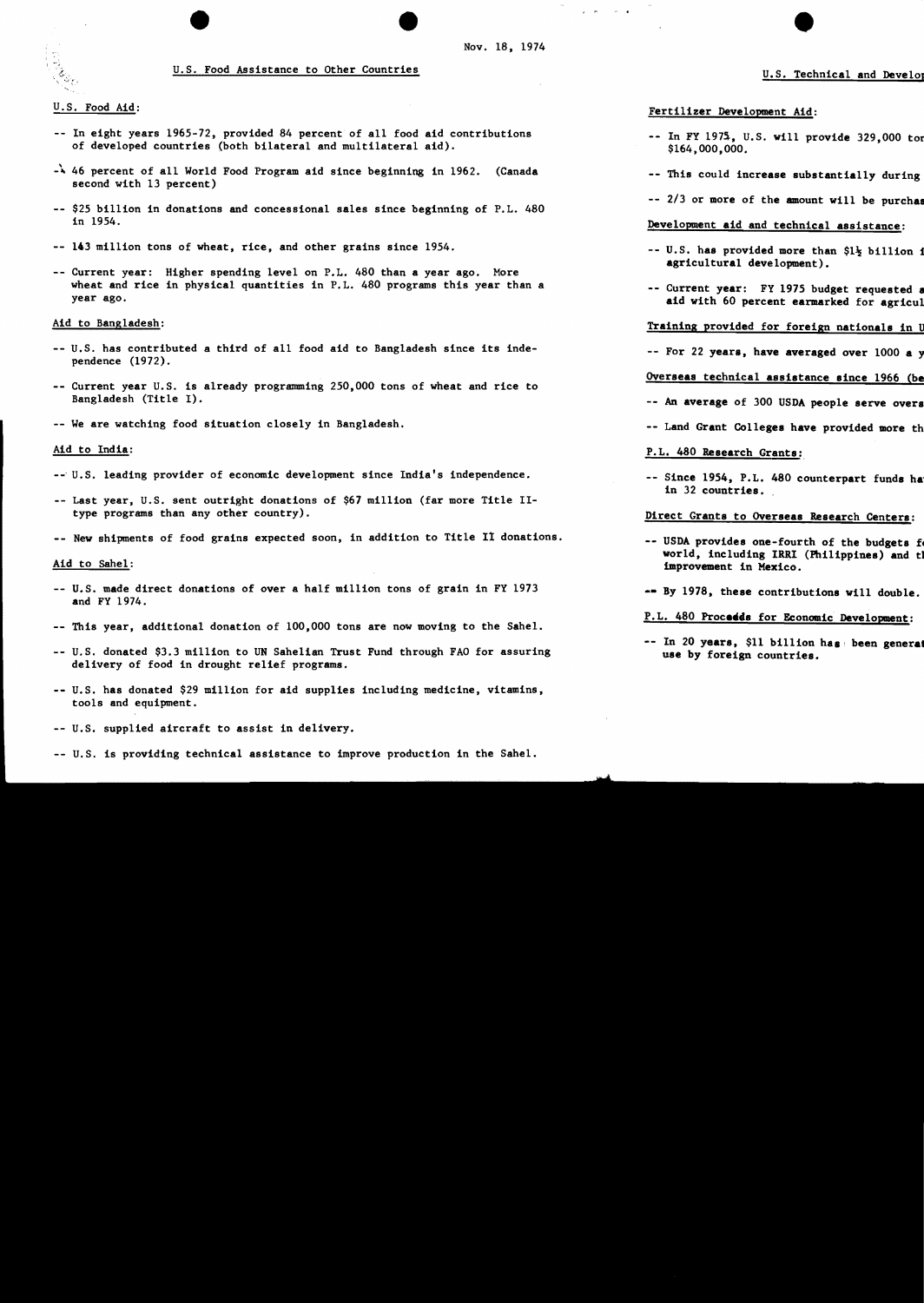Nov. 18, 1974

## U.S. Food Assistance to Other Countries

### U.S. Food Aid:

- -- In eight years 1965-72, provided 84 percent of all food aid contributions of developed countries (both bilateral and multilateral aid).
- -- 46 percent of all World Food Program aid since beginning in 1962. (Canada second with 13 percent)
- -- $25 billion in donations and concessional sales since beginning of P.L. 480 in 1954.
- -- 143 million tons of wheat, rice, and other grains since 1954.
- -- Current year: Higher spending level on P.L. 480 than a year ago. More wheat and rice in physical quantities in P.L. 480 programs this year than a year ago.

### Aid to Bangladesh:

- -- U.S. has contributed a third of all food aid to Bangladesh since its independence (1972).
- -- Current year U.S. is already programming 250,000 tons of wheat and rice to Bangladesh (Title I).
- -- We are watching food situation closely in Bangladesh.

### Aid to India:

- -- U.S. leading provider of economic development since India's independence.
- -- Last year, U.S. sent outright donations of $67 million (far more Title II-type programs than any other country).
- -- New shipments of food grains expected soon, in addition to Title II donations.

### Aid to Sahel:

- -- U.S. made direct donations of over a half million tons of grain in FY 1973 and FY 1974.
- -- This year, additional donation of 100,000 tons are now moving to the Sahel.
- -- U.S. donated $3.3 million to UN Sahelian Trust Fund through FAO for assuring delivery of food in drought relief programs.
- -- U.S. has donated $29 million for aid supplies including medicine, vitamins, tools and equipment.
- -- U.S. supplied aircraft to assist in delivery.
- -- U.S. is providing technical assistance to improve production in the Sahel.

## U.S. Technical and Develop

### Fertilizer Development Aid:

- -- In FY 1975, U.S. will provide 329,000 ton $164,000,000.
- -- This could increase substantially during
- -- 2/3 or more of the amount will be purchas

### Development aid and technical assistance:

- -- U.S. has provided more than $1½ billion f agricultural development).
- -- Current year: FY 1975 budget requested a aid with 60 percent earmarked for agricul

### Training provided for foreign nationals in U

- -- For 22 years, have averaged over 1000 a y

### Overseas technical assistance since 1966 (be

- -- An average of 300 USDA people serve overs
- -- Land Grant Colleges have provided more th

### P.L. 480 Research Grants:

- -- Since 1954, P.L. 480 counterpart funds ha in 32 countries.

### Direct Grants to Overseas Research Centers:

- -- USDA provides one-fourth of the budgets f world, including IRRI (Philippines) and t improvement in Mexico.
- -- By 1978, these contributions will double.

### P.L. 480 Proceeds for Economic Development:

- -- In 20 years, $11 billion has been generat use by foreign countries.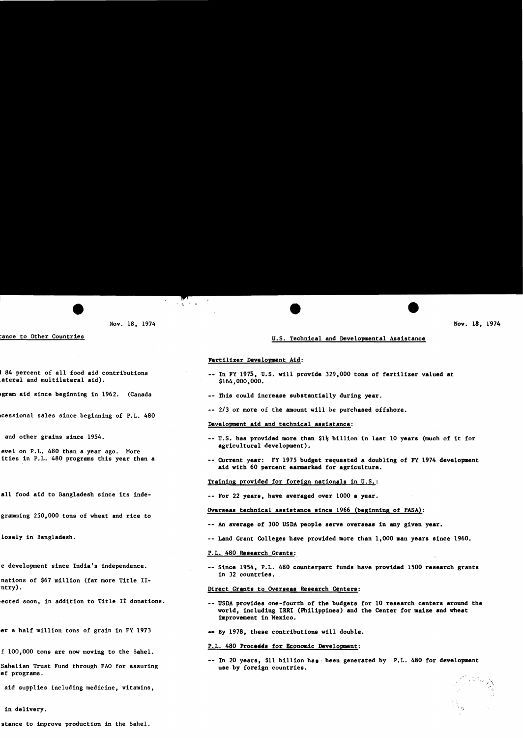Nov. 18, 1974

ance to Other Countries

84 percent of all food aid contributions
ateral and multilateral aid).

gram aid since beginning in 1962. (Canada

cessional sales since beginning of P.L. 480

and other grains since 1954.

evel on P.L. 480 than a year ago. More
ities in P.L. 480 programs this year than a

all food aid to Bangladesh since its inde-

gramming 250,000 tons of wheat and rice to

losely in Bangladesh.

c development since India's independence.

nations of $67 million (far more Title II-
ntry).

ected soon, in addition to Title II donations.

er a half million tons of grain in FY 1973

f 100,000 tons are now moving to the Sahel.

Sahelian Trust Fund through FAO for assuring
ef programs.

aid supplies including medicine, vitamins,

in delivery.

stance to improve production in the Sahel.

Nov. 18, 1974

## U.S. Technical and Developmental Assistance

Fertilizer Development Aid:

-- In FY 1975, U.S. will provide 329,000 tons of fertilizer valued at $164,000,000.

-- This could increase substantially during year.

-- 2/3 or more of the amount will be purchased offshore.

Development aid and technical assistance:

-- U.S. has provided more than $1½ billion in last 10 years (much of it for agricultural development).

-- Current year: FY 1975 budget requested a doubling of FY 1974 development aid with 60 percent earmarked for agriculture.

Training provided for foreign nationals in U.S.:

-- For 22 years, have averaged over 1000 a year.

Overseas technical assistance since 1966 (beginning of PASA):

-- An average of 300 USDA people serve overseas in any given year.

-- Land Grant Colleges have provided more than 1,000 man years since 1960.

P.L. 480 Research Grants:

-- Since 1954, P.L. 480 counterpart funds have provided 1500 research grants in 32 countries.

Direct Grants to Overseas Research Centers:

-- USDA provides one-fourth of the budgets for 10 research centers around the world, including IRRI (Philippines) and the Center for maize and wheat improvement in Mexico.

-- By 1978, these contributions will double.

P.L. 480 Proceeds for Economic Development:

-- In 20 years, $11 billion has been generated by P.L. 480 for development use by foreign countries.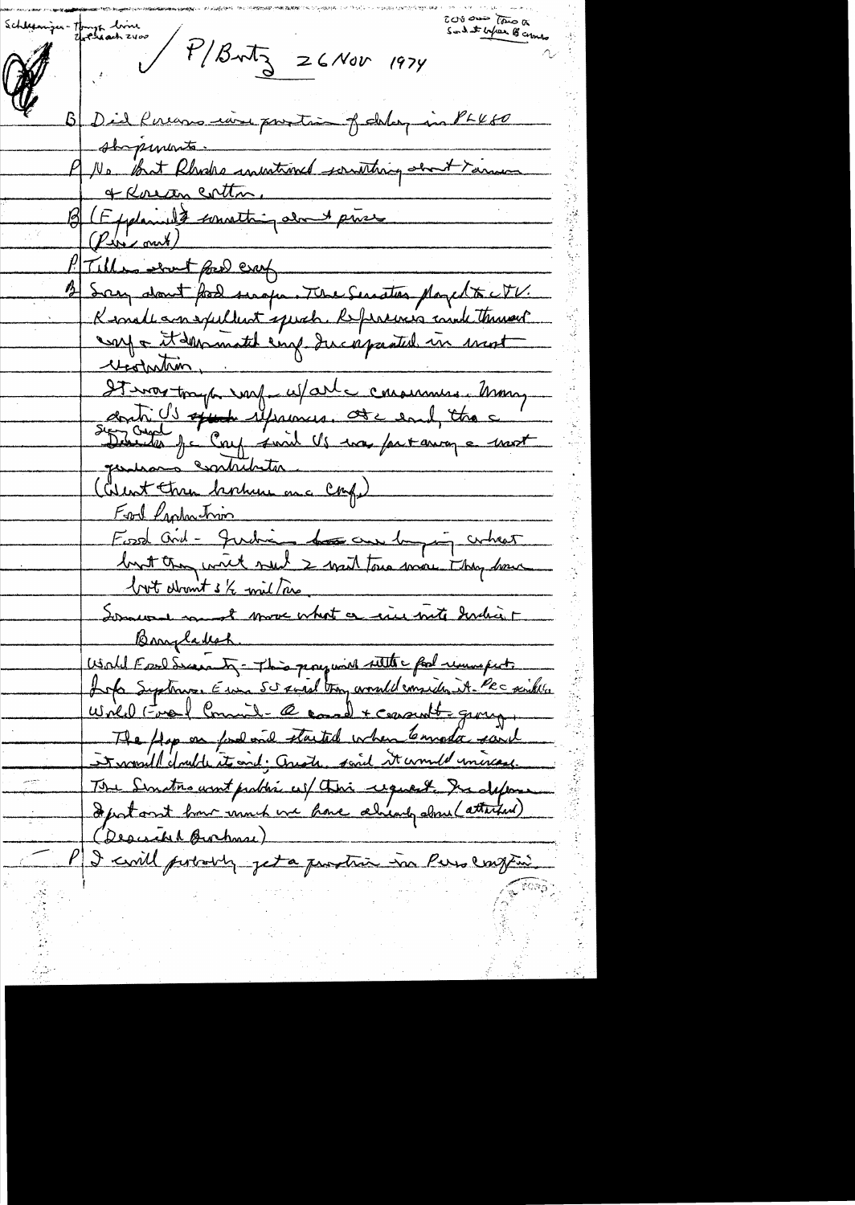Schlesinger - Through time
Wirtschaft 2400

2015 own Time a
Send to before B comes

P/Butz 26 Nov 1974

B Did Koreans raise question of delay in PL480 shipments.

P No. But Rhodes mentioned something about Taiwan & Korean cotton.

B (Explained something about price (Price out)

P Tell us about food conf.

B Sorry about food screw-up. The Senators played to TV. Kennedy an excellent speech. References made throughout conf. & it dominated conf. Incorporated in most resolutions.

It was tough conf. w/ all consumers. Many critic US of policies. At end, the Secy Genl Director of Conf said US was far & away the most generous contributor.

(Went then bashing on a Conf.)

Food Production

Food Aid - Indians had been buying wheat but they need 2 mil tons more. They have bot about 3 1/2 mil/tons

Someone must make what a mil into India & Bangladesh.

World Food Security - This program will settle food insecurity. Before September. Even 50 said they would consider it. PRC said no.

World Food Council - A council & consult group.

The flap on food aid started when Canada said it would double its aid; Australia said it would increase. The Senators went public w/ their request. In defense I put out how much we have already done (attached) (Described Brussels)

P I will probably get a question in Press Conf. in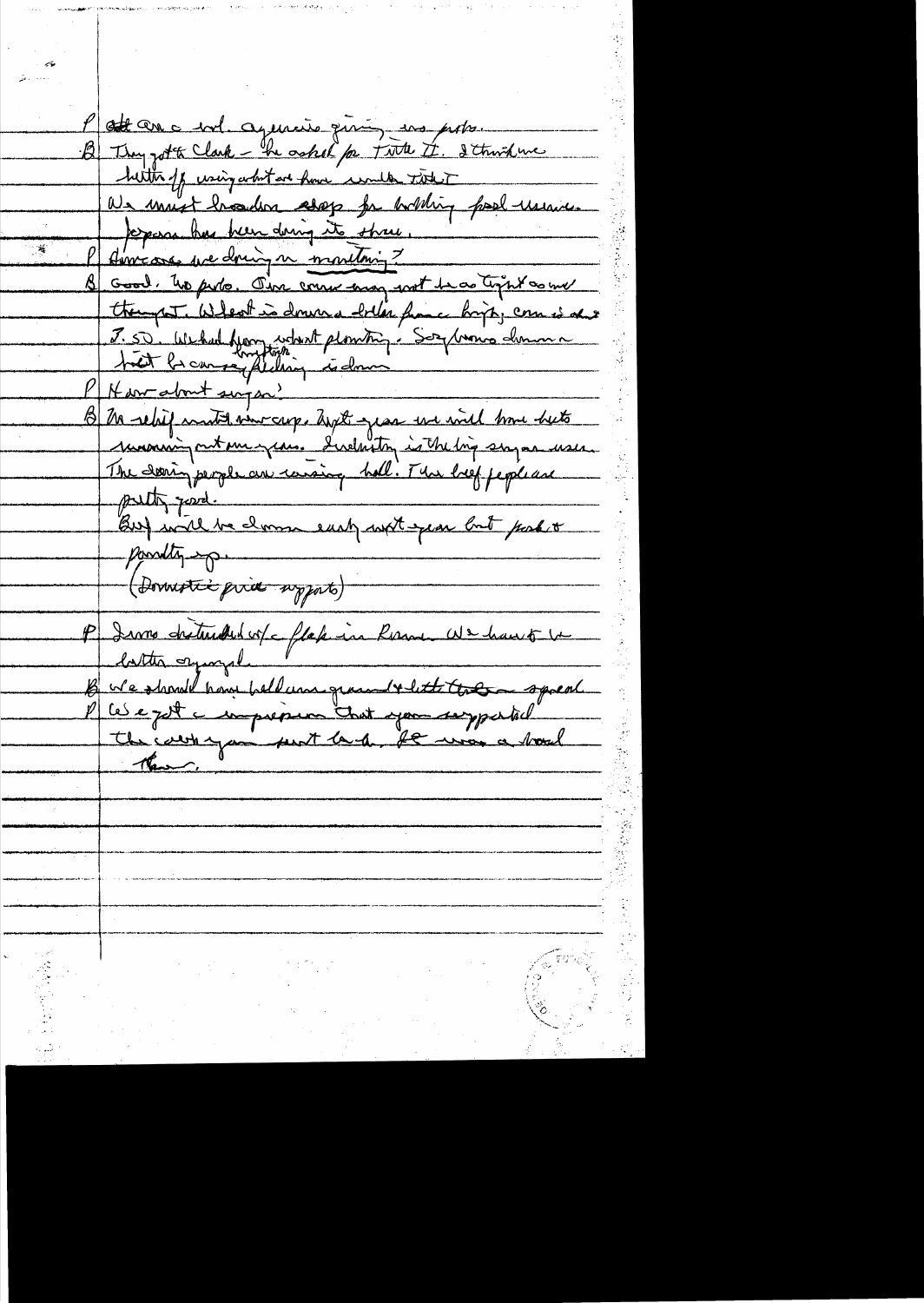P Ask on a vol. agencies giving no prods.

B They got to Clark – he asked for Title II. I think we better off using what we have under Title I

We must broaden scope for building food usage. Japan has been doing its share.

P How are we doing re marketing?

B Good. No probs. Our crops may not be as tight as we thought. Wheat is down a dollar from a high, corn is about 2.50. We had fears about planting. Soybeans down a bit because longterm fielding is down

P How about sugar?

B No relief until new crop. Next year we will have beets coming out our years. Industry is the big sugar user. The dairy people are raising hell. The beef people are pretty good.

Beef will be down early next year but pork & poultry up.

(Domestic price support)

P I am disturbed w/ flap in Rome. We have to be better organized.

B We should have laid our ground & let the team speak

P We got an impression that you supported the case you [...] back. It was a hard thing.